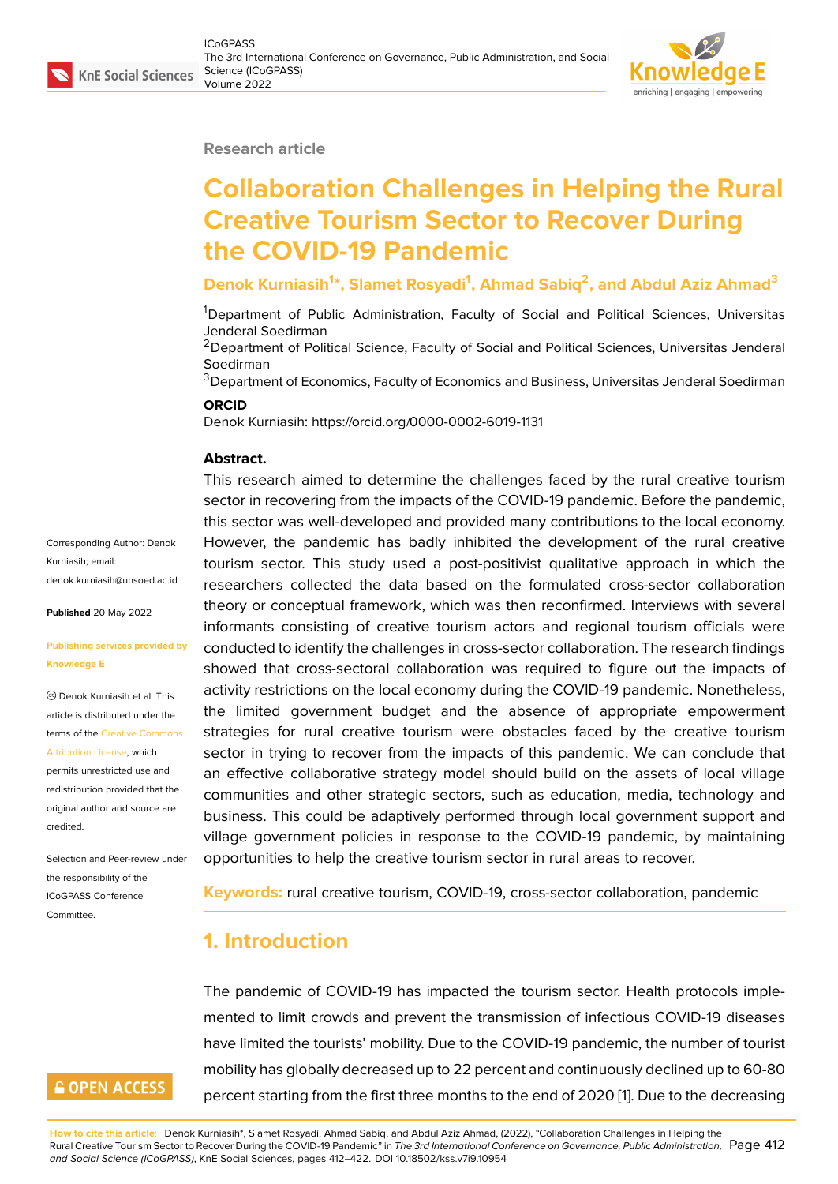Research article

# Collaboration Challenges in Helping the Rural Creative Tourism Sector to Recover During the COVID-19 Pandemic

**Denok Kurniasih[1]*, Slamet Rosyadi[1], Ahmad Sabiq[2], and Abdul Aziz Ahmad[3]**

[1]Department of Public Administration, Faculty of Social and Political Sciences, Universitas Jenderal Soedirman
[2]Department of Political Science, Faculty of Social and Political Sciences, Universitas Jenderal Soedirman
[3]Department of Economics, Faculty of Economics and Business, Universitas Jenderal Soedirman

**ORCID**
Denok Kurniasih: https://orcid.org/0000-0002-6019-1131

Corresponding Author: Denok Kurniasih; email: denok.kurniasih@unsoed.ac.id

**Published** 20 May 2022

**Publishing services provided by Knowledge E**

© Denok Kurniasih et al. This article is distributed under the terms of the Creative Commons Attribution License, which permits unrestricted use and redistribution provided that the original author and source are credited.

Selection and Peer-review under the responsibility of the ICoGPASS Conference Committee.

**Abstract.**

This research aimed to determine the challenges faced by the rural creative tourism sector in recovering from the impacts of the COVID-19 pandemic. Before the pandemic, this sector was well-developed and provided many contributions to the local economy. However, the pandemic has badly inhibited the development of the rural creative tourism sector. This study used a post-positivist qualitative approach in which the researchers collected the data based on the formulated cross-sector collaboration theory or conceptual framework, which was then reconfirmed. Interviews with several informants consisting of creative tourism actors and regional tourism officials were conducted to identify the challenges in cross-sector collaboration. The research findings showed that cross-sectoral collaboration was required to figure out the impacts of activity restrictions on the local economy during the COVID-19 pandemic. Nonetheless, the limited government budget and the absence of appropriate empowerment strategies for rural creative tourism were obstacles faced by the creative tourism sector in trying to recover from the impacts of this pandemic. We can conclude that an effective collaborative strategy model should build on the assets of local village communities and other strategic sectors, such as education, media, technology and business. This could be adaptively performed through local government support and village government policies in response to the COVID-19 pandemic, by maintaining opportunities to help the creative tourism sector in rural areas to recover.

**Keywords:** rural creative tourism, COVID-19, cross-sector collaboration, pandemic

## 1. Introduction

The pandemic of COVID-19 has impacted the tourism sector. Health protocols implemented to limit crowds and prevent the transmission of infectious COVID-19 diseases have limited the tourists' mobility. Due to the COVID-19 pandemic, the number of tourist mobility has globally decreased up to 22 percent and continuously declined up to 60-80 percent starting from the first three months to the end of 2020 [1]. Due to the decreasing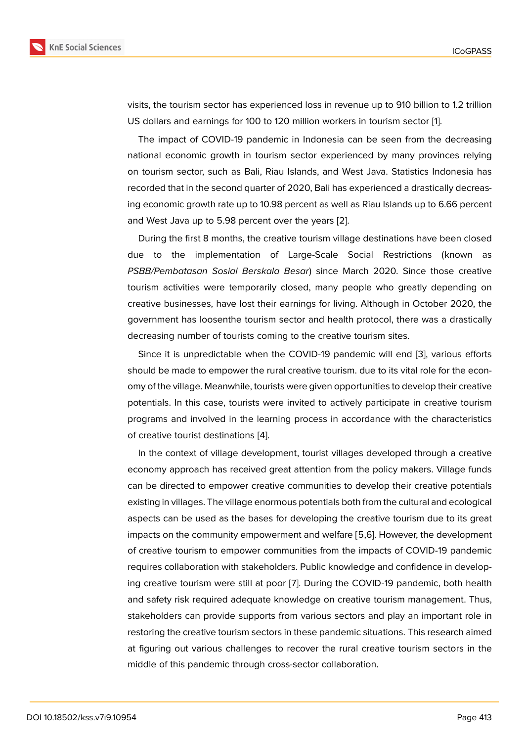visits, the tourism sector has experienced loss in revenue up to 910 billion to 1.2 trillion US dollars and earnings for 100 to 120 million workers in tourism sector [1].

The impact of COVID-19 pandemic in Indonesia can be seen from the decreasing national economic growth in tourism sector experienced by many provinces relying on tourism sector, such as Bali, Riau Islands, and West Java. Statistics Indonesia has recorded that in the second quarter of 2020, Bali has experienced a drastically decreasing economic growth rate up to 10.98 percent as well as Riau Islands up to 6.66 percent and West Java up to 5.98 percent over the years [2].

During the first 8 months, the creative tourism village destinations have been closed due to the implementation of Large-Scale Social Restrictions (known as *PSBB/Pembatasan Sosial Berskala Besar*) since March 2020. Since those creative tourism activities were temporarily closed, many people who greatly depending on creative businesses, have lost their earnings for living. Although in October 2020, the government has loosenthe tourism sector and health protocol, there was a drastically decreasing number of tourists coming to the creative tourism sites.

Since it is unpredictable when the COVID-19 pandemic will end [3], various efforts should be made to empower the rural creative tourism. due to its vital role for the economy of the village. Meanwhile, tourists were given opportunities to develop their creative potentials. In this case, tourists were invited to actively participate in creative tourism programs and involved in the learning process in accordance with the characteristics of creative tourist destinations [4].

In the context of village development, tourist villages developed through a creative economy approach has received great attention from the policy makers. Village funds can be directed to empower creative communities to develop their creative potentials existing in villages. The village enormous potentials both from the cultural and ecological aspects can be used as the bases for developing the creative tourism due to its great impacts on the community empowerment and welfare [5,6]. However, the development of creative tourism to empower communities from the impacts of COVID-19 pandemic requires collaboration with stakeholders. Public knowledge and confidence in developing creative tourism were still at poor [7]. During the COVID-19 pandemic, both health and safety risk required adequate knowledge on creative tourism management. Thus, stakeholders can provide supports from various sectors and play an important role in restoring the creative tourism sectors in these pandemic situations. This research aimed at figuring out various challenges to recover the rural creative tourism sectors in the middle of this pandemic through cross-sector collaboration.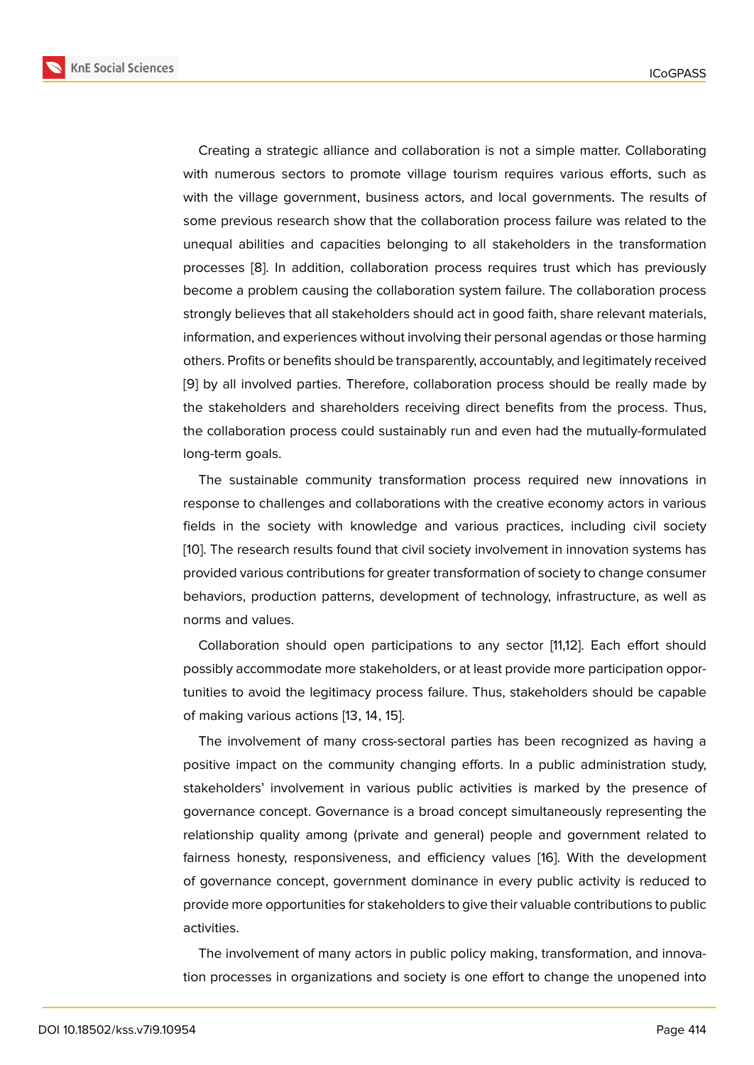Creating a strategic alliance and collaboration is not a simple matter. Collaborating with numerous sectors to promote village tourism requires various efforts, such as with the village government, business actors, and local governments. The results of some previous research show that the collaboration process failure was related to the unequal abilities and capacities belonging to all stakeholders in the transformation processes [8]. In addition, collaboration process requires trust which has previously become a problem causing the collaboration system failure. The collaboration process strongly believes that all stakeholders should act in good faith, share relevant materials, information, and experiences without involving their personal agendas or those harming others. Profits or benefits should be transparently, accountably, and legitimately received [9] by all involved parties. Therefore, collaboration process should be really made by the stakeholders and shareholders receiving direct benefits from the process. Thus, the collaboration process could sustainably run and even had the mutually-formulated long-term goals.

The sustainable community transformation process required new innovations in response to challenges and collaborations with the creative economy actors in various fields in the society with knowledge and various practices, including civil society [10]. The research results found that civil society involvement in innovation systems has provided various contributions for greater transformation of society to change consumer behaviors, production patterns, development of technology, infrastructure, as well as norms and values.

Collaboration should open participations to any sector [11,12]. Each effort should possibly accommodate more stakeholders, or at least provide more participation opportunities to avoid the legitimacy process failure. Thus, stakeholders should be capable of making various actions [13, 14, 15].

The involvement of many cross-sectoral parties has been recognized as having a positive impact on the community changing efforts. In a public administration study, stakeholders' involvement in various public activities is marked by the presence of governance concept. Governance is a broad concept simultaneously representing the relationship quality among (private and general) people and government related to fairness honesty, responsiveness, and efficiency values [16]. With the development of governance concept, government dominance in every public activity is reduced to provide more opportunities for stakeholders to give their valuable contributions to public activities.

The involvement of many actors in public policy making, transformation, and innovation processes in organizations and society is one effort to change the unopened into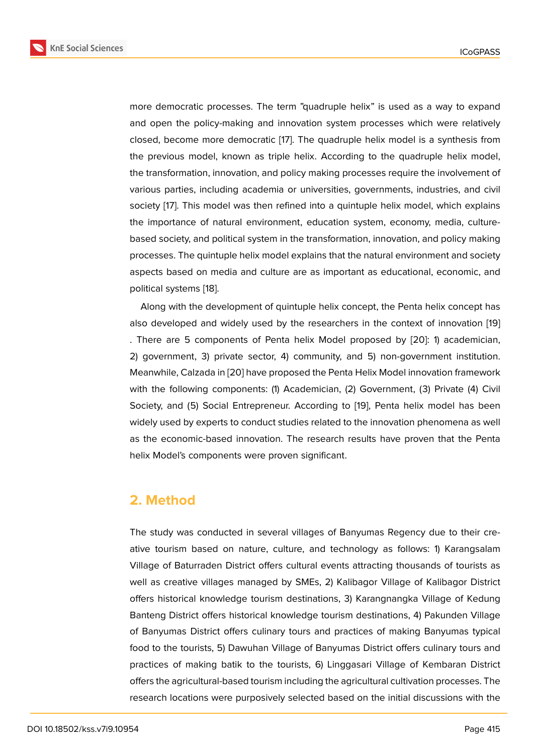more democratic processes. The term "quadruple helix" is used as a way to expand and open the policy-making and innovation system processes which were relatively closed, become more democratic [17]. The quadruple helix model is a synthesis from the previous model, known as triple helix. According to the quadruple helix model, the transformation, innovation, and policy making processes require the involvement of various parties, including academia or universities, governments, industries, and civil society [17]. This model was then refined into a quintuple helix model, which explains the importance of natural environment, education system, economy, media, culture-based society, and political system in the transformation, innovation, and policy making processes. The quintuple helix model explains that the natural environment and society aspects based on media and culture are as important as educational, economic, and political systems [18].

Along with the development of quintuple helix concept, the Penta helix concept has also developed and widely used by the researchers in the context of innovation [19] . There are 5 components of Penta helix Model proposed by [20]: 1) academician, 2) government, 3) private sector, 4) community, and 5) non-government institution. Meanwhile, Calzada in [20] have proposed the Penta Helix Model innovation framework with the following components: (1) Academician, (2) Government, (3) Private (4) Civil Society, and (5) Social Entrepreneur. According to [19], Penta helix model has been widely used by experts to conduct studies related to the innovation phenomena as well as the economic-based innovation. The research results have proven that the Penta helix Model's components were proven significant.

## 2. Method

The study was conducted in several villages of Banyumas Regency due to their creative tourism based on nature, culture, and technology as follows: 1) Karangsalam Village of Baturraden District offers cultural events attracting thousands of tourists as well as creative villages managed by SMEs, 2) Kalibagor Village of Kalibagor District offers historical knowledge tourism destinations, 3) Karangnangka Village of Kedung Banteng District offers historical knowledge tourism destinations, 4) Pakunden Village of Banyumas District offers culinary tours and practices of making Banyumas typical food to the tourists, 5) Dawuhan Village of Banyumas District offers culinary tours and practices of making batik to the tourists, 6) Linggasari Village of Kembaran District offers the agricultural-based tourism including the agricultural cultivation processes. The research locations were purposively selected based on the initial discussions with the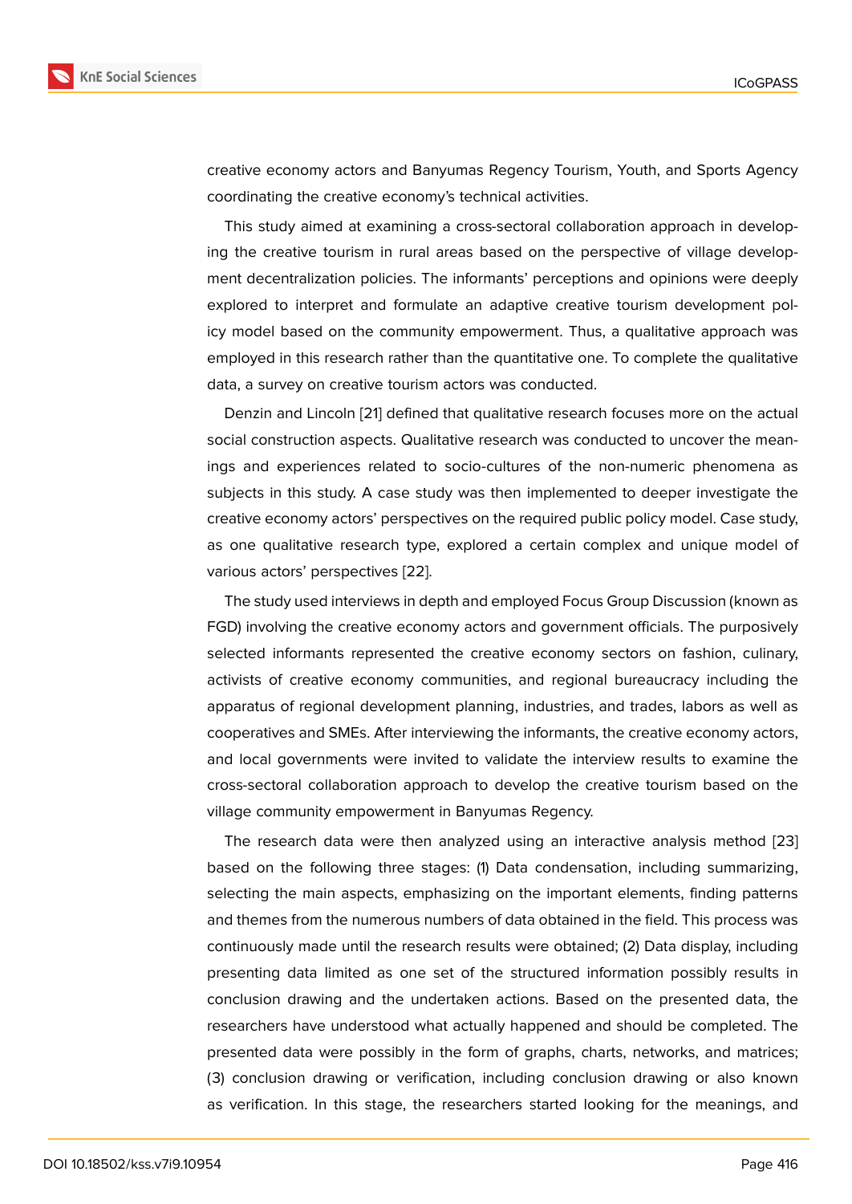creative economy actors and Banyumas Regency Tourism, Youth, and Sports Agency coordinating the creative economy's technical activities.

This study aimed at examining a cross-sectoral collaboration approach in developing the creative tourism in rural areas based on the perspective of village development decentralization policies. The informants' perceptions and opinions were deeply explored to interpret and formulate an adaptive creative tourism development policy model based on the community empowerment. Thus, a qualitative approach was employed in this research rather than the quantitative one. To complete the qualitative data, a survey on creative tourism actors was conducted.

Denzin and Lincoln [21] defined that qualitative research focuses more on the actual social construction aspects. Qualitative research was conducted to uncover the meanings and experiences related to socio-cultures of the non-numeric phenomena as subjects in this study. A case study was then implemented to deeper investigate the creative economy actors' perspectives on the required public policy model. Case study, as one qualitative research type, explored a certain complex and unique model of various actors' perspectives [22].

The study used interviews in depth and employed Focus Group Discussion (known as FGD) involving the creative economy actors and government officials. The purposively selected informants represented the creative economy sectors on fashion, culinary, activists of creative economy communities, and regional bureaucracy including the apparatus of regional development planning, industries, and trades, labors as well as cooperatives and SMEs. After interviewing the informants, the creative economy actors, and local governments were invited to validate the interview results to examine the cross-sectoral collaboration approach to develop the creative tourism based on the village community empowerment in Banyumas Regency.

The research data were then analyzed using an interactive analysis method [23] based on the following three stages: (1) Data condensation, including summarizing, selecting the main aspects, emphasizing on the important elements, finding patterns and themes from the numerous numbers of data obtained in the field. This process was continuously made until the research results were obtained; (2) Data display, including presenting data limited as one set of the structured information possibly results in conclusion drawing and the undertaken actions. Based on the presented data, the researchers have understood what actually happened and should be completed. The presented data were possibly in the form of graphs, charts, networks, and matrices; (3) conclusion drawing or verification, including conclusion drawing or also known as verification. In this stage, the researchers started looking for the meanings, and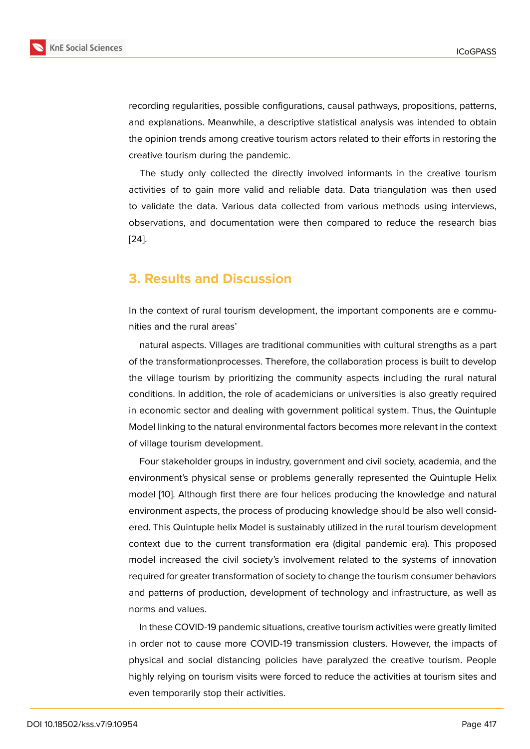recording regularities, possible configurations, causal pathways, propositions, patterns, and explanations. Meanwhile, a descriptive statistical analysis was intended to obtain the opinion trends among creative tourism actors related to their efforts in restoring the creative tourism during the pandemic.

The study only collected the directly involved informants in the creative tourism activities of to gain more valid and reliable data. Data triangulation was then used to validate the data. Various data collected from various methods using interviews, observations, and documentation were then compared to reduce the research bias [24].

## 3. Results and Discussion

In the context of rural tourism development, the important components are e communities and the rural areas'

natural aspects. Villages are traditional communities with cultural strengths as a part of the transformationprocesses. Therefore, the collaboration process is built to develop the village tourism by prioritizing the community aspects including the rural natural conditions. In addition, the role of academicians or universities is also greatly required in economic sector and dealing with government political system. Thus, the Quintuple Model linking to the natural environmental factors becomes more relevant in the context of village tourism development.

Four stakeholder groups in industry, government and civil society, academia, and the environment's physical sense or problems generally represented the Quintuple Helix model [10]. Although first there are four helices producing the knowledge and natural environment aspects, the process of producing knowledge should be also well considered. This Quintuple helix Model is sustainably utilized in the rural tourism development context due to the current transformation era (digital pandemic era). This proposed model increased the civil society's involvement related to the systems of innovation required for greater transformation of society to change the tourism consumer behaviors and patterns of production, development of technology and infrastructure, as well as norms and values.

In these COVID-19 pandemic situations, creative tourism activities were greatly limited in order not to cause more COVID-19 transmission clusters. However, the impacts of physical and social distancing policies have paralyzed the creative tourism. People highly relying on tourism visits were forced to reduce the activities at tourism sites and even temporarily stop their activities.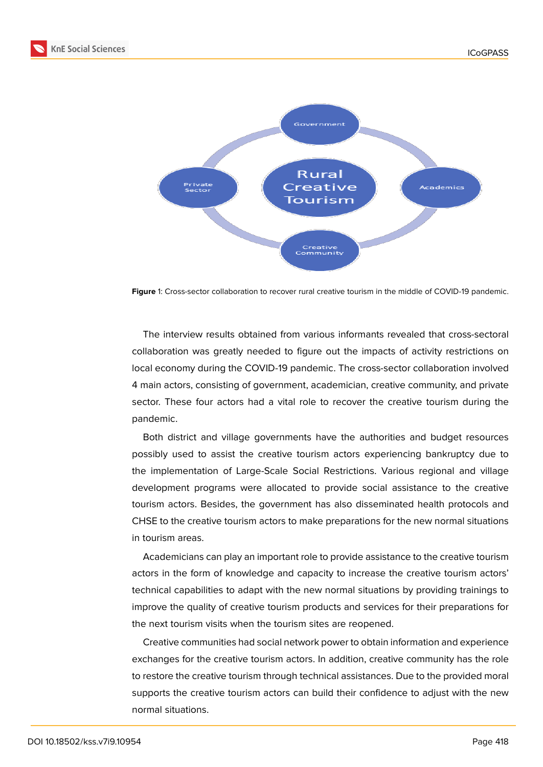**Figure** 1: Cross-sector collaboration to recover rural creative tourism in the middle of COVID-19 pandemic.

The interview results obtained from various informants revealed that cross-sectoral collaboration was greatly needed to figure out the impacts of activity restrictions on local economy during the COVID-19 pandemic. The cross-sector collaboration involved 4 main actors, consisting of government, academician, creative community, and private sector. These four actors had a vital role to recover the creative tourism during the pandemic.

Both district and village governments have the authorities and budget resources possibly used to assist the creative tourism actors experiencing bankruptcy due to the implementation of Large-Scale Social Restrictions. Various regional and village development programs were allocated to provide social assistance to the creative tourism actors. Besides, the government has also disseminated health protocols and CHSE to the creative tourism actors to make preparations for the new normal situations in tourism areas.

Academicians can play an important role to provide assistance to the creative tourism actors in the form of knowledge and capacity to increase the creative tourism actors' technical capabilities to adapt with the new normal situations by providing trainings to improve the quality of creative tourism products and services for their preparations for the next tourism visits when the tourism sites are reopened.

Creative communities had social network power to obtain information and experience exchanges for the creative tourism actors. In addition, creative community has the role to restore the creative tourism through technical assistances. Due to the provided moral supports the creative tourism actors can build their confidence to adjust with the new normal situations.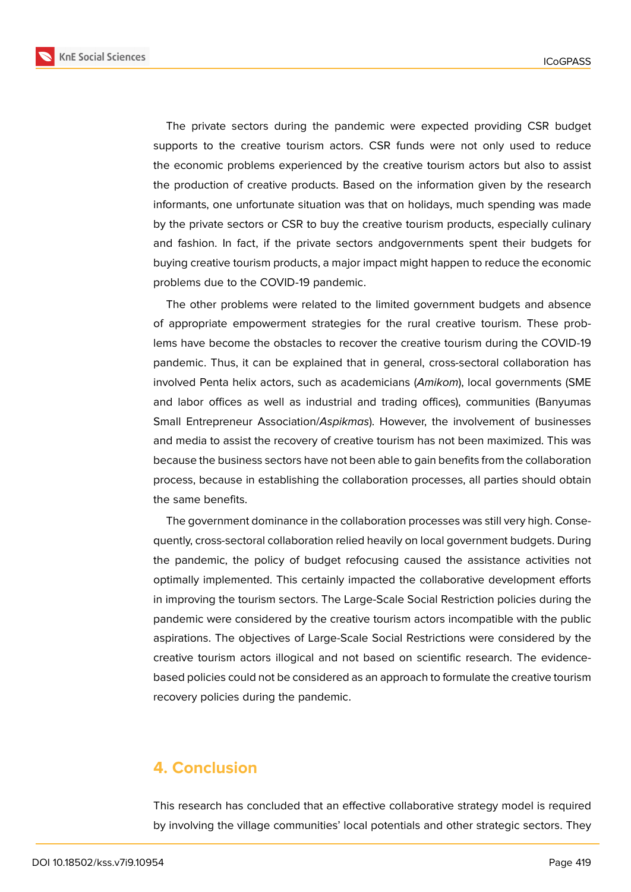The private sectors during the pandemic were expected providing CSR budget supports to the creative tourism actors. CSR funds were not only used to reduce the economic problems experienced by the creative tourism actors but also to assist the production of creative products. Based on the information given by the research informants, one unfortunate situation was that on holidays, much spending was made by the private sectors or CSR to buy the creative tourism products, especially culinary and fashion. In fact, if the private sectors andgovernments spent their budgets for buying creative tourism products, a major impact might happen to reduce the economic problems due to the COVID-19 pandemic.

The other problems were related to the limited government budgets and absence of appropriate empowerment strategies for the rural creative tourism. These problems have become the obstacles to recover the creative tourism during the COVID-19 pandemic. Thus, it can be explained that in general, cross-sectoral collaboration has involved Penta helix actors, such as academicians (*Amikom*), local governments (SME and labor offices as well as industrial and trading offices), communities (Banyumas Small Entrepreneur Association/*Aspikmas*). However, the involvement of businesses and media to assist the recovery of creative tourism has not been maximized. This was because the business sectors have not been able to gain benefits from the collaboration process, because in establishing the collaboration processes, all parties should obtain the same benefits.

The government dominance in the collaboration processes was still very high. Consequently, cross-sectoral collaboration relied heavily on local government budgets. During the pandemic, the policy of budget refocusing caused the assistance activities not optimally implemented. This certainly impacted the collaborative development efforts in improving the tourism sectors. The Large-Scale Social Restriction policies during the pandemic were considered by the creative tourism actors incompatible with the public aspirations. The objectives of Large-Scale Social Restrictions were considered by the creative tourism actors illogical and not based on scientific research. The evidence-based policies could not be considered as an approach to formulate the creative tourism recovery policies during the pandemic.

## 4. Conclusion

This research has concluded that an effective collaborative strategy model is required by involving the village communities' local potentials and other strategic sectors. They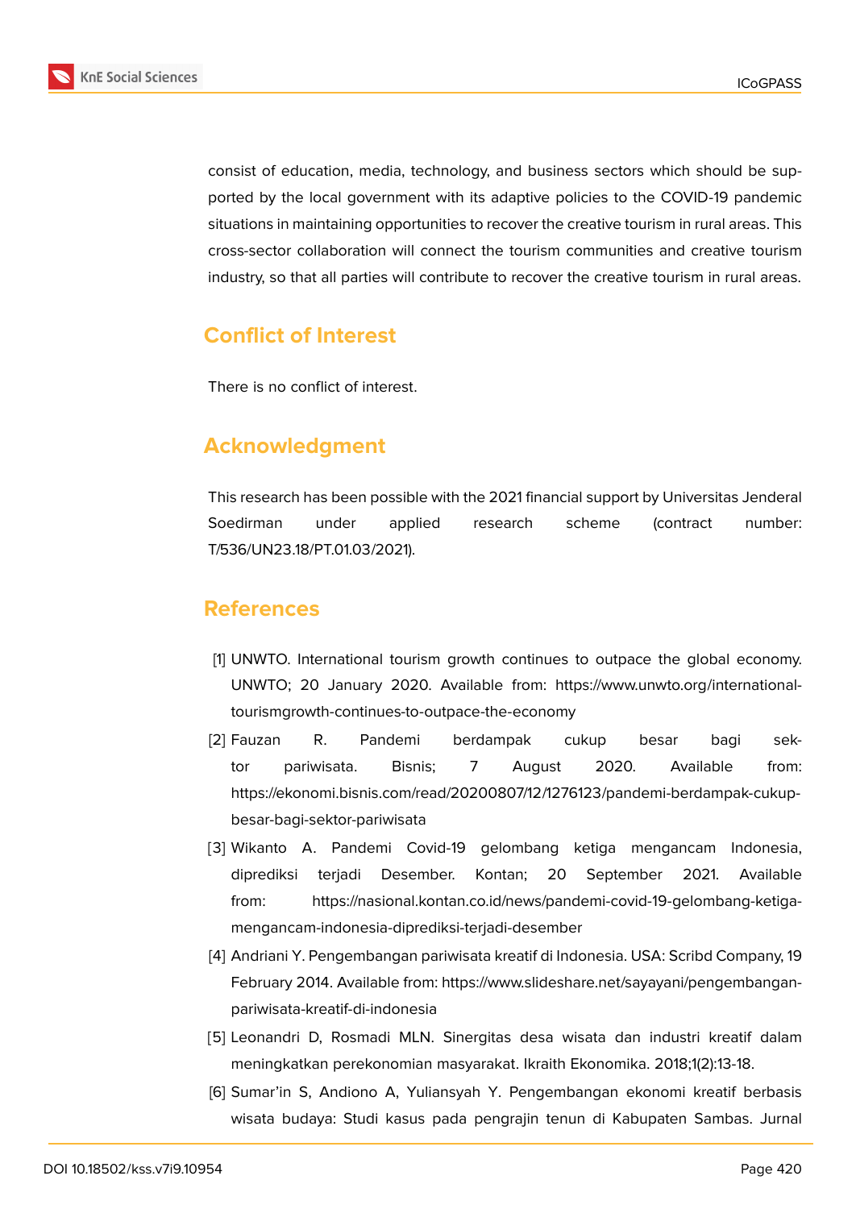consist of education, media, technology, and business sectors which should be supported by the local government with its adaptive policies to the COVID-19 pandemic situations in maintaining opportunities to recover the creative tourism in rural areas. This cross-sector collaboration will connect the tourism communities and creative tourism industry, so that all parties will contribute to recover the creative tourism in rural areas.

## Conflict of Interest

There is no conflict of interest.

## Acknowledgment

This research has been possible with the 2021 financial support by Universitas Jenderal Soedirman under applied research scheme (contract number: T/536/UN23.18/PT.01.03/2021).

## References

[1] UNWTO. International tourism growth continues to outpace the global economy. UNWTO; 20 January 2020. Available from: https://www.unwto.org/international-tourismgrowth-continues-to-outpace-the-economy

[2] Fauzan R. Pandemi berdampak cukup besar bagi sektor pariwisata. Bisnis; 7 August 2020. Available from: https://ekonomi.bisnis.com/read/20200807/12/1276123/pandemi-berdampak-cukup-besar-bagi-sektor-pariwisata

[3] Wikanto A. Pandemi Covid-19 gelombang ketiga mengancam Indonesia, diprediksi terjadi Desember. Kontan; 20 September 2021. Available from: https://nasional.kontan.co.id/news/pandemi-covid-19-gelombang-ketiga-mengancam-indonesia-diprediksi-terjadi-desember

[4] Andriani Y. Pengembangan pariwisata kreatif di Indonesia. USA: Scribd Company, 19 February 2014. Available from: https://www.slideshare.net/sayayani/pengembangan-pariwisata-kreatif-di-indonesia

[5] Leonandri D, Rosmadi MLN. Sinergitas desa wisata dan industri kreatif dalam meningkatkan perekonomian masyarakat. Ikraith Ekonomika. 2018;1(2):13-18.

[6] Sumar'in S, Andiono A, Yuliansyah Y. Pengembangan ekonomi kreatif berbasis wisata budaya: Studi kasus pada pengrajin tenun di Kabupaten Sambas. Jurnal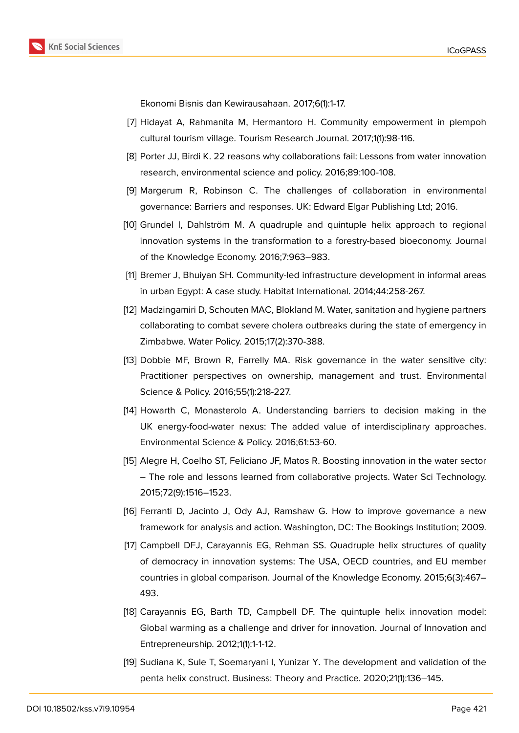Ekonomi Bisnis dan Kewirausahaan. 2017;6(1):1-17.

[7] Hidayat A, Rahmanita M, Hermantoro H. Community empowerment in plempoh cultural tourism village. Tourism Research Journal. 2017;1(1):98-116.

[8] Porter JJ, Birdi K. 22 reasons why collaborations fail: Lessons from water innovation research, environmental science and policy. 2016;89:100-108.

[9] Margerum R, Robinson C. The challenges of collaboration in environmental governance: Barriers and responses. UK: Edward Elgar Publishing Ltd; 2016.

[10] Grundel I, Dahlström M. A quadruple and quintuple helix approach to regional innovation systems in the transformation to a forestry-based bioeconomy. Journal of the Knowledge Economy. 2016;7:963–983.

[11] Bremer J, Bhuiyan SH. Community-led infrastructure development in informal areas in urban Egypt: A case study. Habitat International. 2014;44:258-267.

[12] Madzingamiri D, Schouten MAC, Blokland M. Water, sanitation and hygiene partners collaborating to combat severe cholera outbreaks during the state of emergency in Zimbabwe. Water Policy. 2015;17(2):370-388.

[13] Dobbie MF, Brown R, Farrelly MA. Risk governance in the water sensitive city: Practitioner perspectives on ownership, management and trust. Environmental Science & Policy. 2016;55(1):218-227.

[14] Howarth C, Monasterolo A. Understanding barriers to decision making in the UK energy-food-water nexus: The added value of interdisciplinary approaches. Environmental Science & Policy. 2016;61:53-60.

[15] Alegre H, Coelho ST, Feliciano JF, Matos R. Boosting innovation in the water sector – The role and lessons learned from collaborative projects. Water Sci Technology. 2015;72(9):1516–1523.

[16] Ferranti D, Jacinto J, Ody AJ, Ramshaw G. How to improve governance a new framework for analysis and action. Washington, DC: The Bookings Institution; 2009.

[17] Campbell DFJ, Carayannis EG, Rehman SS. Quadruple helix structures of quality of democracy in innovation systems: The USA, OECD countries, and EU member countries in global comparison. Journal of the Knowledge Economy. 2015;6(3):467–493.

[18] Carayannis EG, Barth TD, Campbell DF. The quintuple helix innovation model: Global warming as a challenge and driver for innovation. Journal of Innovation and Entrepreneurship. 2012;1(1):1-1-12.

[19] Sudiana K, Sule T, Soemaryani I, Yunizar Y. The development and validation of the penta helix construct. Business: Theory and Practice. 2020;21(1):136–145.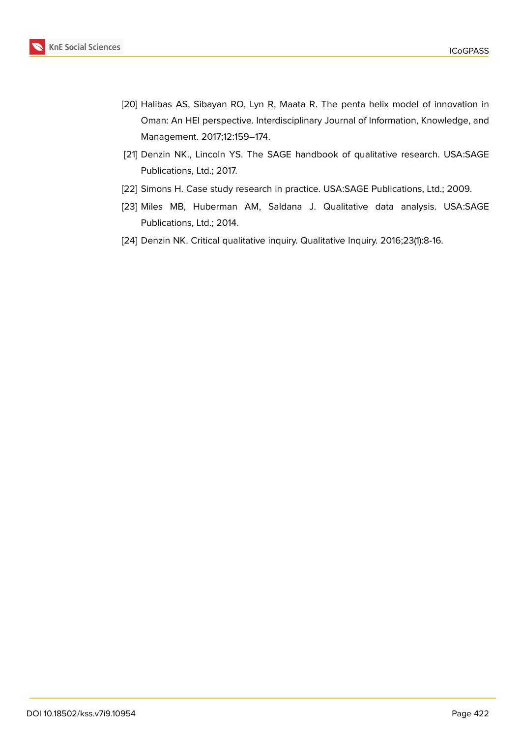[20] Halibas AS, Sibayan RO, Lyn R, Maata R. The penta helix model of innovation in Oman: An HEI perspective. Interdisciplinary Journal of Information, Knowledge, and Management. 2017;12:159–174.

[21] Denzin NK., Lincoln YS. The SAGE handbook of qualitative research. USA:SAGE Publications, Ltd.; 2017.

[22] Simons H. Case study research in practice. USA:SAGE Publications, Ltd.; 2009.

[23] Miles MB, Huberman AM, Saldana J. Qualitative data analysis. USA:SAGE Publications, Ltd.; 2014.

[24] Denzin NK. Critical qualitative inquiry. Qualitative Inquiry. 2016;23(1):8-16.